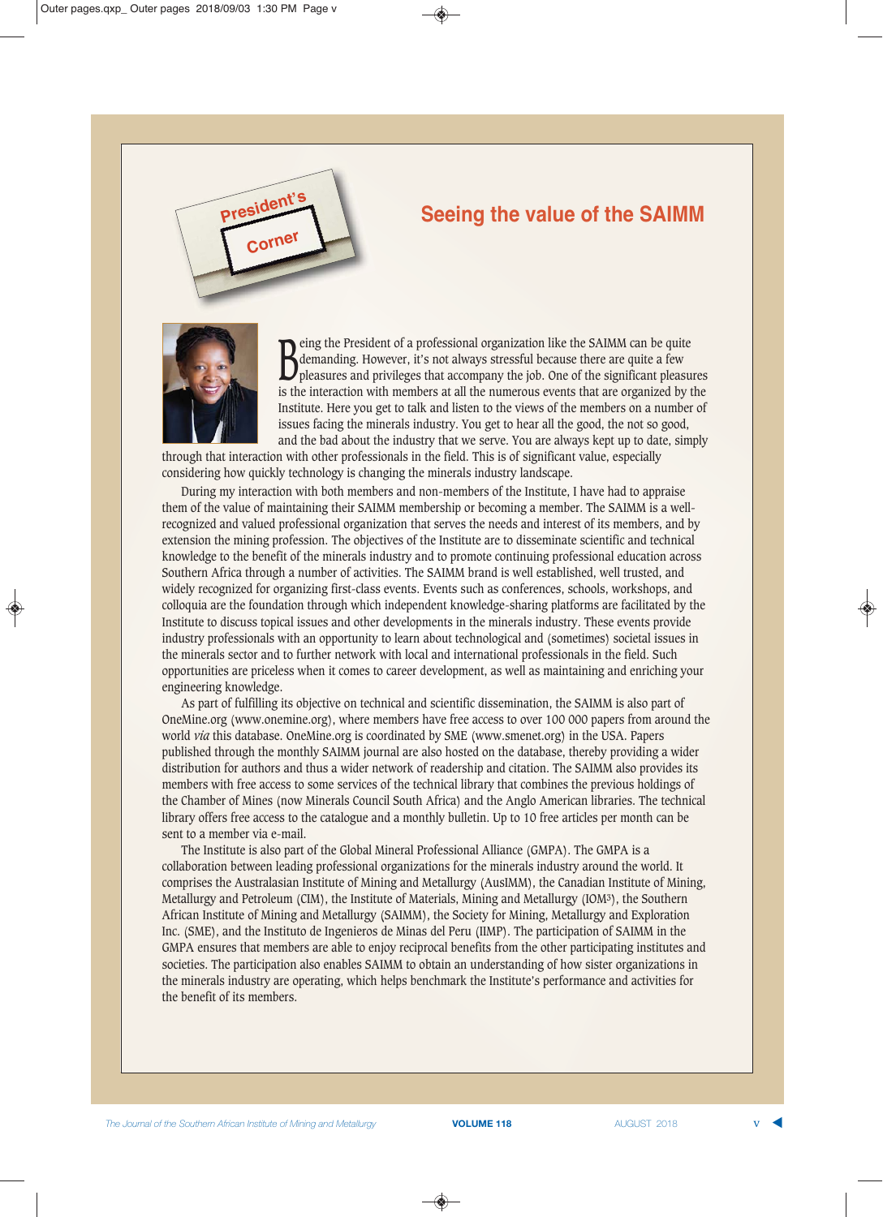# President's Corner

## Seeing the value of the SAIMM

Being the President of a professional organization like the SAIMM can be quite demanding. However, it's not always stressful because there are quite a few pleasures and privileges that accompany the job. One of the significant pleasures is the interaction with members at all the numerous events that are organized by the Institute. Here you get to talk and listen to the views of the members on a number of issues facing the minerals industry. You get to hear all the good, the not so good, and the bad about the industry that we serve. You are always kept up to date, simply through that interaction with other professionals in the field. This is of significant value, especially considering how quickly technology is changing the minerals industry landscape.

During my interaction with both members and non-members of the Institute, I have had to appraise them of the value of maintaining their SAIMM membership or becoming a member. The SAIMM is a well-recognized and valued professional organization that serves the needs and interest of its members, and by extension the mining profession. The objectives of the Institute are to disseminate scientific and technical knowledge to the benefit of the minerals industry and to promote continuing professional education across Southern Africa through a number of activities. The SAIMM brand is well established, well trusted, and widely recognized for organizing first-class events. Events such as conferences, schools, workshops, and colloquia are the foundation through which independent knowledge-sharing platforms are facilitated by the Institute to discuss topical issues and other developments in the minerals industry. These events provide industry professionals with an opportunity to learn about technological and (sometimes) societal issues in the minerals sector and to further network with local and international professionals in the field. Such opportunities are priceless when it comes to career development, as well as maintaining and enriching your engineering knowledge.

As part of fulfilling its objective on technical and scientific dissemination, the SAIMM is also part of OneMine.org (www.onemine.org), where members have free access to over 100 000 papers from around the world *via* this database. OneMine.org is coordinated by SME (www.smenet.org) in the USA. Papers published through the monthly SAIMM journal are also hosted on the database, thereby providing a wider distribution for authors and thus a wider network of readership and citation. The SAIMM also provides its members with free access to some services of the technical library that combines the previous holdings of the Chamber of Mines (now Minerals Council South Africa) and the Anglo American libraries. The technical library offers free access to the catalogue and a monthly bulletin. Up to 10 free articles per month can be sent to a member via e-mail.

The Institute is also part of the Global Mineral Professional Alliance (GMPA). The GMPA is a collaboration between leading professional organizations for the minerals industry around the world. It comprises the Australasian Institute of Mining and Metallurgy (AusIMM), the Canadian Institute of Mining, Metallurgy and Petroleum (CIM), the Institute of Materials, Mining and Metallurgy (IOM3), the Southern African Institute of Mining and Metallurgy (SAIMM), the Society for Mining, Metallurgy and Exploration Inc. (SME), and the Instituto de Ingenieros de Minas del Peru (IIMP). The participation of SAIMM in the GMPA ensures that members are able to enjoy reciprocal benefits from the other participating institutes and societies. The participation also enables SAIMM to obtain an understanding of how sister organizations in the minerals industry are operating, which helps benchmark the Institute's performance and activities for the benefit of its members.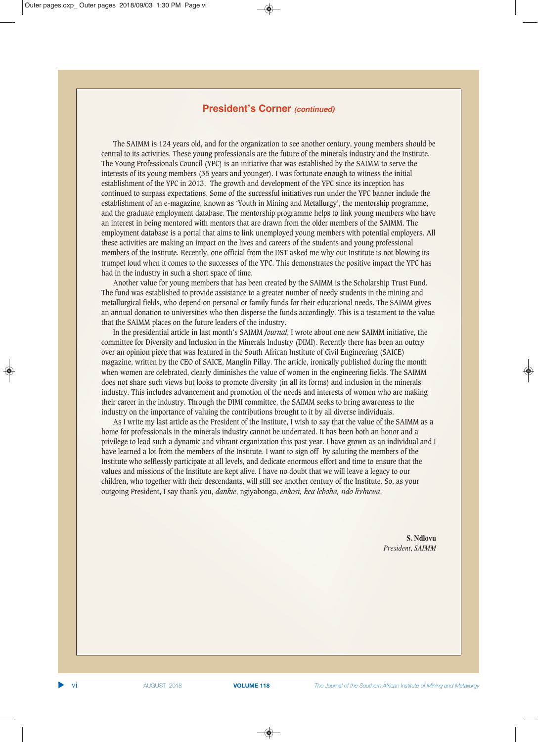## President's Corner *(continued)*

The SAIMM is 124 years old, and for the organization to see another century, young members should be central to its activities. These young professionals are the future of the minerals industry and the Institute. The Young Professionals Council (YPC) is an initiative that was established by the SAIMM to serve the interests of its young members (35 years and younger). I was fortunate enough to witness the initial establishment of the YPC in 2013. The growth and development of the YPC since its inception has continued to surpass expectations. Some of the successful initiatives run under the YPC banner include the establishment of an e-magazine, known as 'Youth in Mining and Metallurgy', the mentorship programme, and the graduate employment database. The mentorship programme helps to link young members who have an interest in being mentored with mentors that are drawn from the older members of the SAIMM. The employment database is a portal that aims to link unemployed young members with potential employers. All these activities are making an impact on the lives and careers of the students and young professional members of the Institute. Recently, one official from the DST asked me why our Institute is not blowing its trumpet loud when it comes to the successes of the YPC. This demonstrates the positive impact the YPC has had in the industry in such a short space of time.

Another value for young members that has been created by the SAIMM is the Scholarship Trust Fund. The fund was established to provide assistance to a greater number of needy students in the mining and metallurgical fields, who depend on personal or family funds for their educational needs. The SAIMM gives an annual donation to universities who then disperse the funds accordingly. This is a testament to the value that the SAIMM places on the future leaders of the industry.

In the presidential article in last month's SAIMM *Journal*, I wrote about one new SAIMM initiative, the committee for Diversity and Inclusion in the Minerals Industry (DIMI). Recently there has been an outcry over an opinion piece that was featured in the South African Institute of Civil Engineering (SAICE) magazine, written by the CEO of SAICE, Manglin Pillay. The article, ironically published during the month when women are celebrated, clearly diminishes the value of women in the engineering fields. The SAIMM does not share such views but looks to promote diversity (in all its forms) and inclusion in the minerals industry. This includes advancement and promotion of the needs and interests of women who are making their career in the industry. Through the DIMI committee, the SAIMM seeks to bring awareness to the industry on the importance of valuing the contributions brought to it by all diverse individuals.

As I write my last article as the President of the Institute, I wish to say that the value of the SAIMM as a home for professionals in the minerals industry cannot be underrated. It has been both an honor and a privilege to lead such a dynamic and vibrant organization this past year. I have grown as an individual and I have learned a lot from the members of the Institute. I want to sign off by saluting the members of the Institute who selflessly participate at all levels, and dedicate enormous effort and time to ensure that the values and missions of the Institute are kept alive. I have no doubt that we will leave a legacy to our children, who together with their descendants, will still see another century of the Institute. So, as your outgoing President, I say thank you, *dankie*, ngiyabonga, *enkosi, kea leboha, ndo livhuwa*.

**S. Ndlovu**
*President, SAIMM*